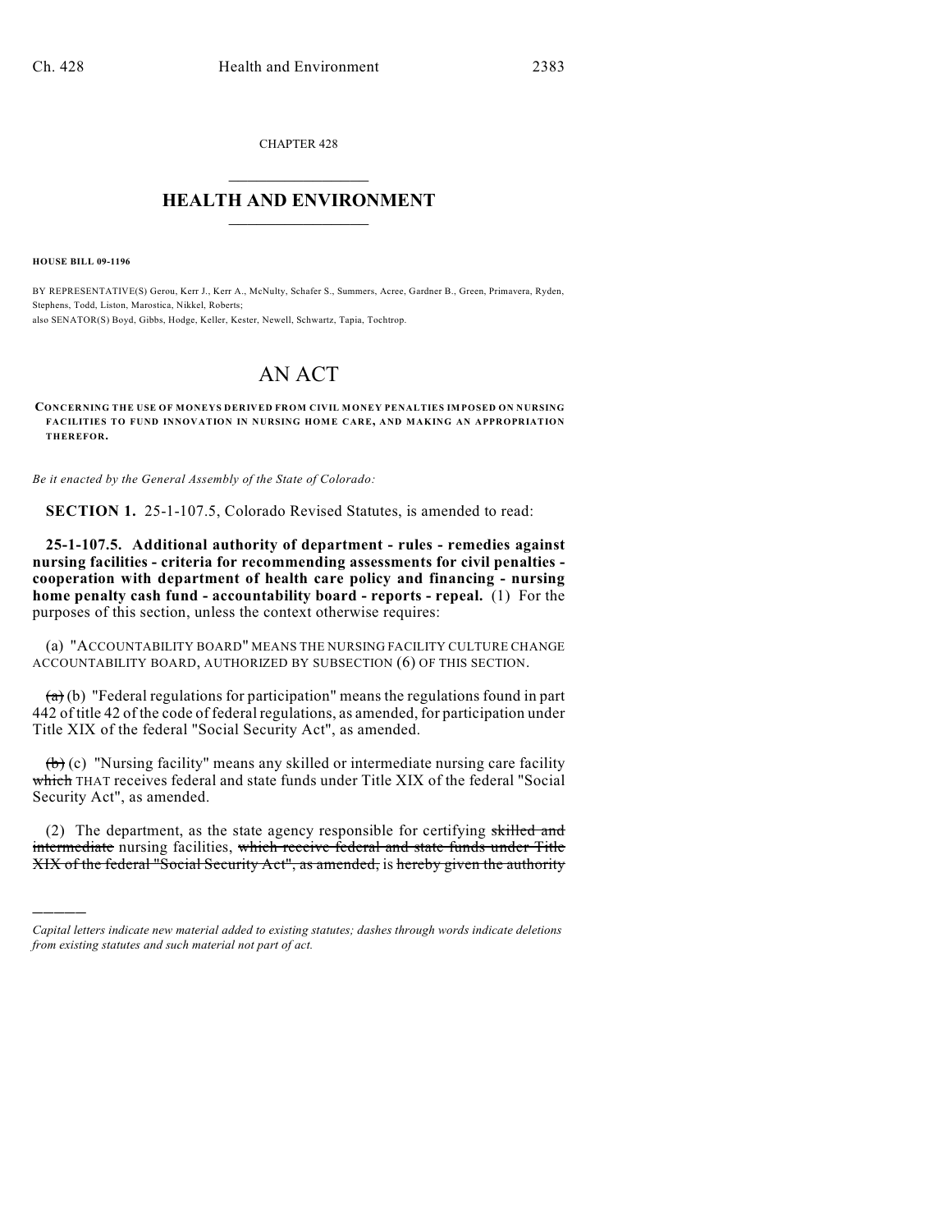CHAPTER 428

# HEALTH AND ENVIRONMENT

**HOUSE BILL 09-1196**

BY REPRESENTATIVE(S) Gerou, Kerr J., Kerr A., McNulty, Schafer S., Summers, Acree, Gardner B., Green, Primavera, Ryden, Stephens, Todd, Liston, Marostica, Nikkel, Roberts;
also SENATOR(S) Boyd, Gibbs, Hodge, Keller, Kester, Newell, Schwartz, Tapia, Tochtrop.

# AN ACT

**CONCERNING THE USE OF MONEYS DERIVED FROM CIVIL MONEY PENALTIES IMPOSED ON NURSING FACILITIES TO FUND INNOVATION IN NURSING HOME CARE, AND MAKING AN APPROPRIATION THEREFOR.**

*Be it enacted by the General Assembly of the State of Colorado:*

**SECTION 1.** 25-1-107.5, Colorado Revised Statutes, is amended to read:

**25-1-107.5. Additional authority of department - rules - remedies against nursing facilities - criteria for recommending assessments for civil penalties - cooperation with department of health care policy and financing - nursing home penalty cash fund - accountability board - reports - repeal.** (1) For the purposes of this section, unless the context otherwise requires:

(a) "ACCOUNTABILITY BOARD" MEANS THE NURSING FACILITY CULTURE CHANGE ACCOUNTABILITY BOARD, AUTHORIZED BY SUBSECTION (6) OF THIS SECTION.

~~(a)~~ (b) "Federal regulations for participation" means the regulations found in part 442 of title 42 of the code of federal regulations, as amended, for participation under Title XIX of the federal "Social Security Act", as amended.

~~(b)~~ (c) "Nursing facility" means any skilled or intermediate nursing care facility ~~which~~ THAT receives federal and state funds under Title XIX of the federal "Social Security Act", as amended.

(2) The department, as the state agency responsible for certifying ~~skilled and intermediate~~ nursing facilities, ~~which receive federal and state funds under Title XIX of the federal "Social Security Act", as amended,~~ is ~~hereby given the authority~~

---

*Capital letters indicate new material added to existing statutes; dashes through words indicate deletions from existing statutes and such material not part of act.*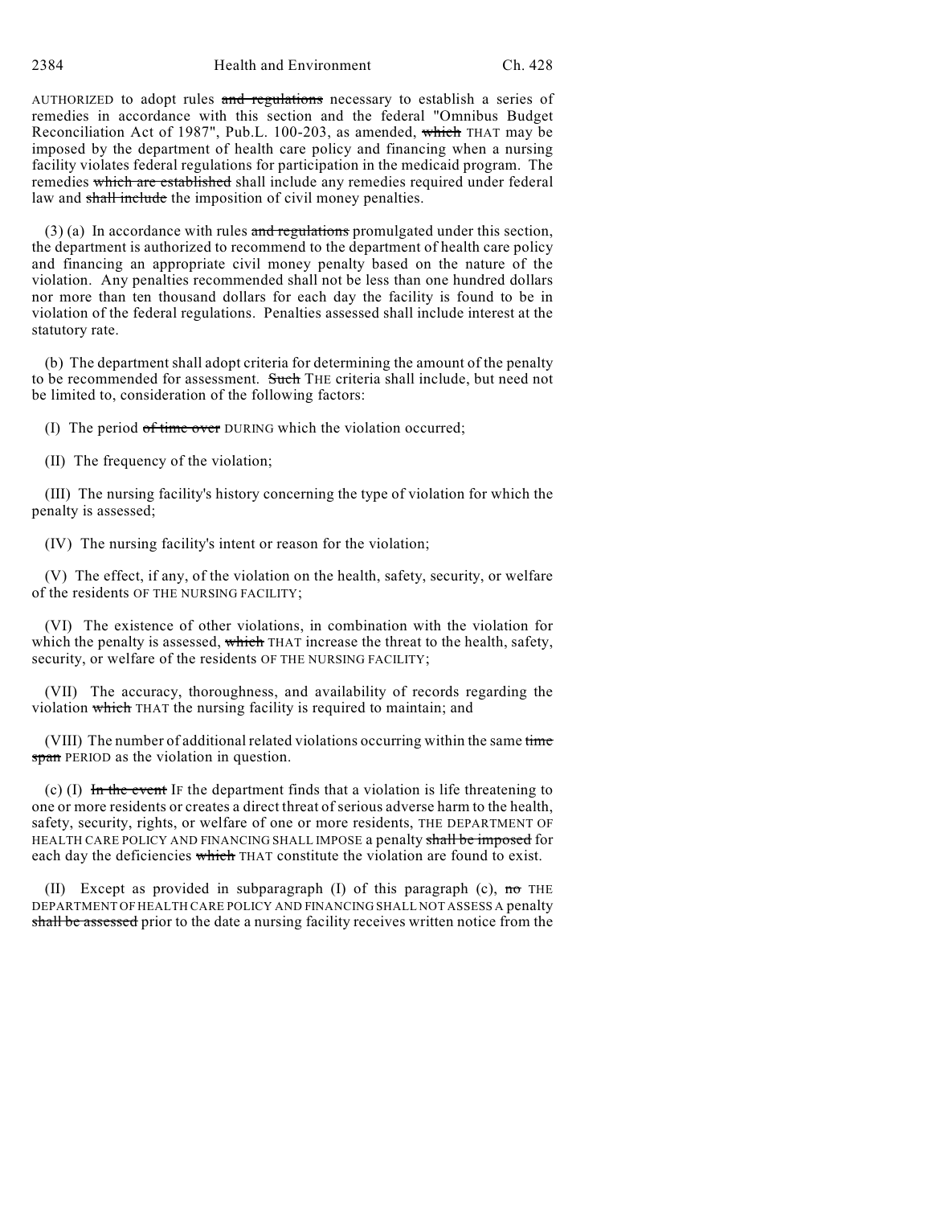AUTHORIZED to adopt rules ~~and regulations~~ necessary to establish a series of remedies in accordance with this section and the federal "Omnibus Budget Reconciliation Act of 1987", Pub.L. 100-203, as amended, ~~which~~ THAT may be imposed by the department of health care policy and financing when a nursing facility violates federal regulations for participation in the medicaid program. The remedies ~~which are established~~ shall include any remedies required under federal law and ~~shall include~~ the imposition of civil money penalties.

(3) (a) In accordance with rules ~~and regulations~~ promulgated under this section, the department is authorized to recommend to the department of health care policy and financing an appropriate civil money penalty based on the nature of the violation. Any penalties recommended shall not be less than one hundred dollars nor more than ten thousand dollars for each day the facility is found to be in violation of the federal regulations. Penalties assessed shall include interest at the statutory rate.

(b) The department shall adopt criteria for determining the amount of the penalty to be recommended for assessment. ~~Such~~ THE criteria shall include, but need not be limited to, consideration of the following factors:

(I) The period ~~of time over~~ DURING which the violation occurred;

(II) The frequency of the violation;

(III) The nursing facility's history concerning the type of violation for which the penalty is assessed;

(IV) The nursing facility's intent or reason for the violation;

(V) The effect, if any, of the violation on the health, safety, security, or welfare of the residents OF THE NURSING FACILITY;

(VI) The existence of other violations, in combination with the violation for which the penalty is assessed, ~~which~~ THAT increase the threat to the health, safety, security, or welfare of the residents OF THE NURSING FACILITY;

(VII) The accuracy, thoroughness, and availability of records regarding the violation ~~which~~ THAT the nursing facility is required to maintain; and

(VIII) The number of additional related violations occurring within the same ~~time span~~ PERIOD as the violation in question.

(c) (I) ~~In the event~~ IF the department finds that a violation is life threatening to one or more residents or creates a direct threat of serious adverse harm to the health, safety, security, rights, or welfare of one or more residents, THE DEPARTMENT OF HEALTH CARE POLICY AND FINANCING SHALL IMPOSE a penalty ~~shall be imposed~~ for each day the deficiencies ~~which~~ THAT constitute the violation are found to exist.

(II) Except as provided in subparagraph (I) of this paragraph (c), ~~no~~ THE DEPARTMENT OF HEALTH CARE POLICY AND FINANCING SHALL NOT ASSESS A penalty ~~shall be assessed~~ prior to the date a nursing facility receives written notice from the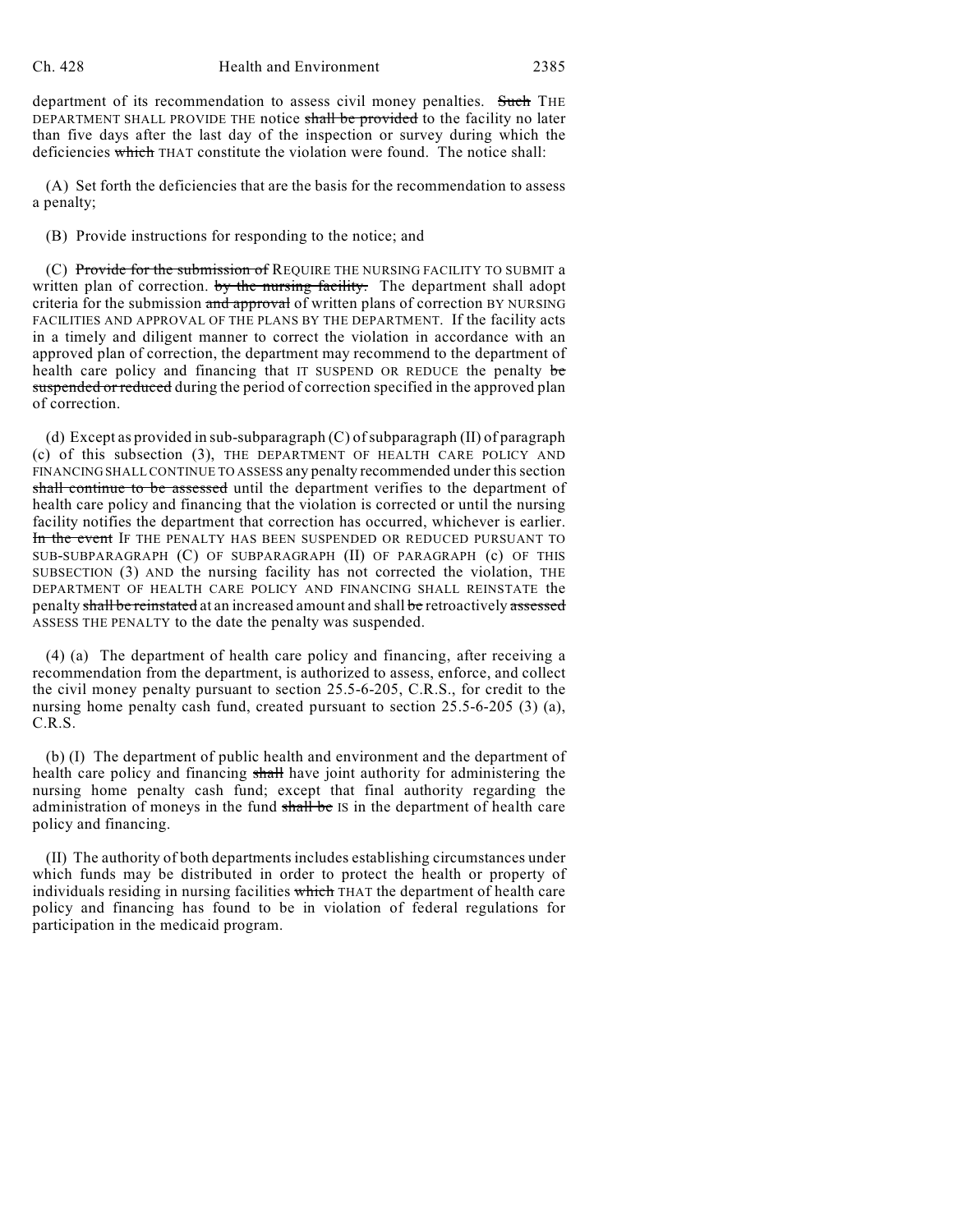department of its recommendation to assess civil money penalties. ~~Such~~ THE DEPARTMENT SHALL PROVIDE THE notice ~~shall be provided~~ to the facility no later than five days after the last day of the inspection or survey during which the deficiencies ~~which~~ THAT constitute the violation were found. The notice shall:

(A) Set forth the deficiencies that are the basis for the recommendation to assess a penalty;

(B) Provide instructions for responding to the notice; and

(C) ~~Provide for the submission of~~ REQUIRE THE NURSING FACILITY TO SUBMIT a written plan of correction. ~~by the nursing facility.~~ The department shall adopt criteria for the submission ~~and approval~~ of written plans of correction BY NURSING FACILITIES AND APPROVAL OF THE PLANS BY THE DEPARTMENT. If the facility acts in a timely and diligent manner to correct the violation in accordance with an approved plan of correction, the department may recommend to the department of health care policy and financing that IT SUSPEND OR REDUCE the penalty ~~be suspended or reduced~~ during the period of correction specified in the approved plan of correction.

(d) Except as provided in sub-subparagraph (C) of subparagraph (II) of paragraph (c) of this subsection (3), THE DEPARTMENT OF HEALTH CARE POLICY AND FINANCING SHALL CONTINUE TO ASSESS any penalty recommended under this section ~~shall continue to be assessed~~ until the department verifies to the department of health care policy and financing that the violation is corrected or until the nursing facility notifies the department that correction has occurred, whichever is earlier. ~~In the event~~ IF THE PENALTY HAS BEEN SUSPENDED OR REDUCED PURSUANT TO SUB-SUBPARAGRAPH (C) OF SUBPARAGRAPH (II) OF PARAGRAPH (c) OF THIS SUBSECTION (3) AND the nursing facility has not corrected the violation, THE DEPARTMENT OF HEALTH CARE POLICY AND FINANCING SHALL REINSTATE the penalty ~~shall be reinstated~~ at an increased amount and shall ~~be~~ retroactively ~~assessed~~ ASSESS THE PENALTY to the date the penalty was suspended.

(4) (a) The department of health care policy and financing, after receiving a recommendation from the department, is authorized to assess, enforce, and collect the civil money penalty pursuant to section 25.5-6-205, C.R.S., for credit to the nursing home penalty cash fund, created pursuant to section 25.5-6-205 (3) (a), C.R.S.

(b) (I) The department of public health and environment and the department of health care policy and financing ~~shall~~ have joint authority for administering the nursing home penalty cash fund; except that final authority regarding the administration of moneys in the fund ~~shall be~~ IS in the department of health care policy and financing.

(II) The authority of both departments includes establishing circumstances under which funds may be distributed in order to protect the health or property of individuals residing in nursing facilities ~~which~~ THAT the department of health care policy and financing has found to be in violation of federal regulations for participation in the medicaid program.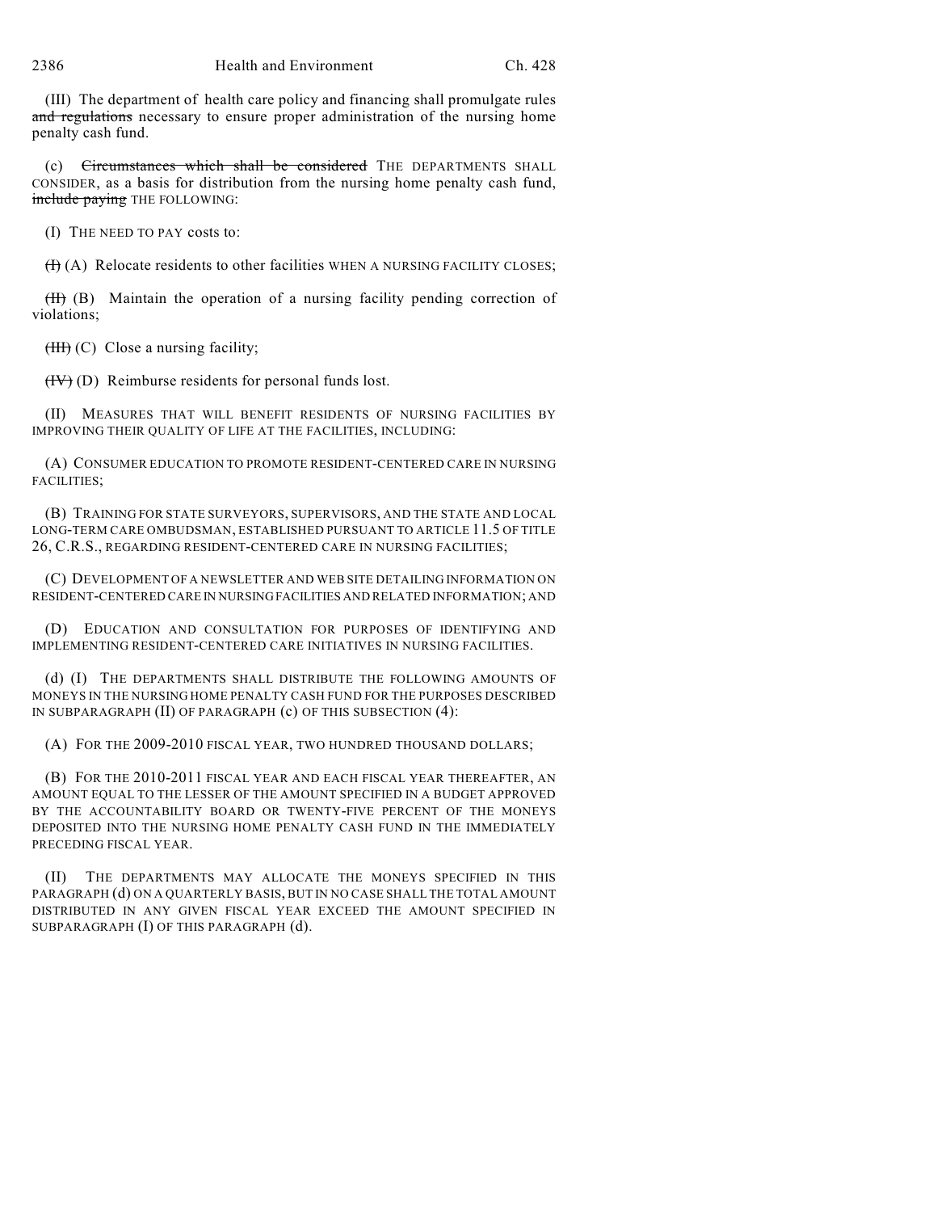(III) The department of health care policy and financing shall promulgate rules ~~and regulations~~ necessary to ensure proper administration of the nursing home penalty cash fund.

(c) ~~Circumstances which shall be considered~~ THE DEPARTMENTS SHALL CONSIDER, as a basis for distribution from the nursing home penalty cash fund, ~~include paying~~ THE FOLLOWING:

(I) THE NEED TO PAY costs to:

~~(I)~~ (A) Relocate residents to other facilities WHEN A NURSING FACILITY CLOSES;

~~(II)~~ (B) Maintain the operation of a nursing facility pending correction of violations;

~~(III)~~ (C) Close a nursing facility;

~~(IV)~~ (D) Reimburse residents for personal funds lost.

(II) MEASURES THAT WILL BENEFIT RESIDENTS OF NURSING FACILITIES BY IMPROVING THEIR QUALITY OF LIFE AT THE FACILITIES, INCLUDING:

(A) CONSUMER EDUCATION TO PROMOTE RESIDENT-CENTERED CARE IN NURSING FACILITIES;

(B) TRAINING FOR STATE SURVEYORS, SUPERVISORS, AND THE STATE AND LOCAL LONG-TERM CARE OMBUDSMAN, ESTABLISHED PURSUANT TO ARTICLE 11.5 OF TITLE 26, C.R.S., REGARDING RESIDENT-CENTERED CARE IN NURSING FACILITIES;

(C) DEVELOPMENT OF A NEWSLETTER AND WEB SITE DETAILING INFORMATION ON RESIDENT-CENTERED CARE IN NURSING FACILITIES AND RELATED INFORMATION; AND

(D) EDUCATION AND CONSULTATION FOR PURPOSES OF IDENTIFYING AND IMPLEMENTING RESIDENT-CENTERED CARE INITIATIVES IN NURSING FACILITIES.

(d) (I) THE DEPARTMENTS SHALL DISTRIBUTE THE FOLLOWING AMOUNTS OF MONEYS IN THE NURSING HOME PENALTY CASH FUND FOR THE PURPOSES DESCRIBED IN SUBPARAGRAPH (II) OF PARAGRAPH (c) OF THIS SUBSECTION (4):

(A) FOR THE 2009-2010 FISCAL YEAR, TWO HUNDRED THOUSAND DOLLARS;

(B) FOR THE 2010-2011 FISCAL YEAR AND EACH FISCAL YEAR THEREAFTER, AN AMOUNT EQUAL TO THE LESSER OF THE AMOUNT SPECIFIED IN A BUDGET APPROVED BY THE ACCOUNTABILITY BOARD OR TWENTY-FIVE PERCENT OF THE MONEYS DEPOSITED INTO THE NURSING HOME PENALTY CASH FUND IN THE IMMEDIATELY PRECEDING FISCAL YEAR.

(II) THE DEPARTMENTS MAY ALLOCATE THE MONEYS SPECIFIED IN THIS PARAGRAPH (d) ON A QUARTERLY BASIS, BUT IN NO CASE SHALL THE TOTAL AMOUNT DISTRIBUTED IN ANY GIVEN FISCAL YEAR EXCEED THE AMOUNT SPECIFIED IN SUBPARAGRAPH (I) OF THIS PARAGRAPH (d).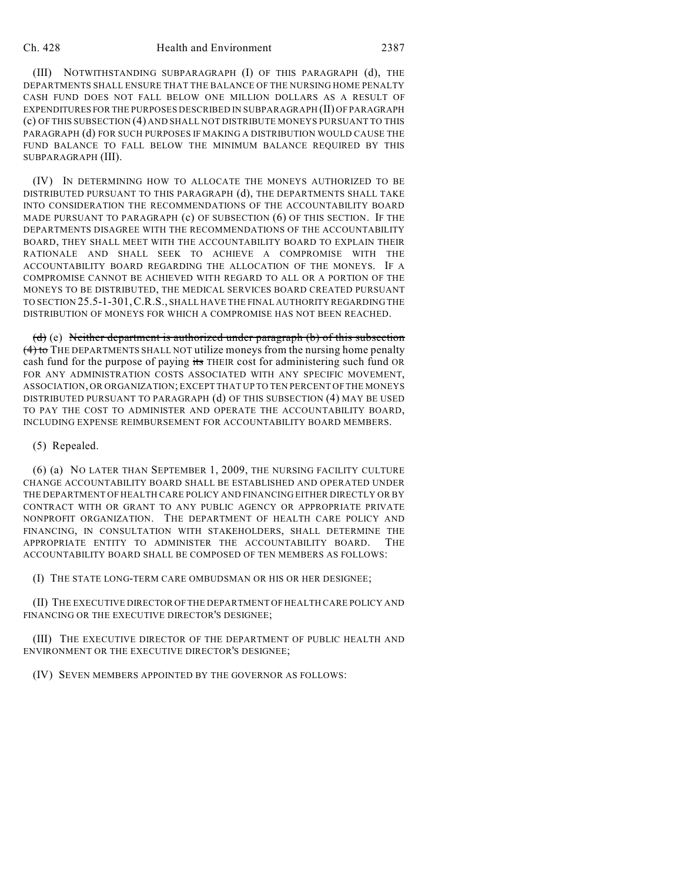(III) NOTWITHSTANDING SUBPARAGRAPH (I) OF THIS PARAGRAPH (d), THE DEPARTMENTS SHALL ENSURE THAT THE BALANCE OF THE NURSING HOME PENALTY CASH FUND DOES NOT FALL BELOW ONE MILLION DOLLARS AS A RESULT OF EXPENDITURES FOR THE PURPOSES DESCRIBED IN SUBPARAGRAPH (II) OF PARAGRAPH (c) OF THIS SUBSECTION (4) AND SHALL NOT DISTRIBUTE MONEYS PURSUANT TO THIS PARAGRAPH (d) FOR SUCH PURPOSES IF MAKING A DISTRIBUTION WOULD CAUSE THE FUND BALANCE TO FALL BELOW THE MINIMUM BALANCE REQUIRED BY THIS SUBPARAGRAPH (III).

(IV) IN DETERMINING HOW TO ALLOCATE THE MONEYS AUTHORIZED TO BE DISTRIBUTED PURSUANT TO THIS PARAGRAPH (d), THE DEPARTMENTS SHALL TAKE INTO CONSIDERATION THE RECOMMENDATIONS OF THE ACCOUNTABILITY BOARD MADE PURSUANT TO PARAGRAPH (c) OF SUBSECTION (6) OF THIS SECTION. IF THE DEPARTMENTS DISAGREE WITH THE RECOMMENDATIONS OF THE ACCOUNTABILITY BOARD, THEY SHALL MEET WITH THE ACCOUNTABILITY BOARD TO EXPLAIN THEIR RATIONALE AND SHALL SEEK TO ACHIEVE A COMPROMISE WITH THE ACCOUNTABILITY BOARD REGARDING THE ALLOCATION OF THE MONEYS. IF A COMPROMISE CANNOT BE ACHIEVED WITH REGARD TO ALL OR A PORTION OF THE MONEYS TO BE DISTRIBUTED, THE MEDICAL SERVICES BOARD CREATED PURSUANT TO SECTION 25.5-1-301, C.R.S., SHALL HAVE THE FINAL AUTHORITY REGARDING THE DISTRIBUTION OF MONEYS FOR WHICH A COMPROMISE HAS NOT BEEN REACHED.

~~(d)~~ (e) ~~Neither department is authorized under paragraph (b) of this subsection (4) to~~ THE DEPARTMENTS SHALL NOT utilize moneys from the nursing home penalty cash fund for the purpose of paying ~~its~~ THEIR cost for administering such fund OR FOR ANY ADMINISTRATION COSTS ASSOCIATED WITH ANY SPECIFIC MOVEMENT, ASSOCIATION, OR ORGANIZATION; EXCEPT THAT UP TO TEN PERCENT OF THE MONEYS DISTRIBUTED PURSUANT TO PARAGRAPH (d) OF THIS SUBSECTION (4) MAY BE USED TO PAY THE COST TO ADMINISTER AND OPERATE THE ACCOUNTABILITY BOARD, INCLUDING EXPENSE REIMBURSEMENT FOR ACCOUNTABILITY BOARD MEMBERS.

(5) Repealed.

(6) (a) NO LATER THAN SEPTEMBER 1, 2009, THE NURSING FACILITY CULTURE CHANGE ACCOUNTABILITY BOARD SHALL BE ESTABLISHED AND OPERATED UNDER THE DEPARTMENT OF HEALTH CARE POLICY AND FINANCING EITHER DIRECTLY OR BY CONTRACT WITH OR GRANT TO ANY PUBLIC AGENCY OR APPROPRIATE PRIVATE NONPROFIT ORGANIZATION. THE DEPARTMENT OF HEALTH CARE POLICY AND FINANCING, IN CONSULTATION WITH STAKEHOLDERS, SHALL DETERMINE THE APPROPRIATE ENTITY TO ADMINISTER THE ACCOUNTABILITY BOARD. THE ACCOUNTABILITY BOARD SHALL BE COMPOSED OF TEN MEMBERS AS FOLLOWS:

(I) THE STATE LONG-TERM CARE OMBUDSMAN OR HIS OR HER DESIGNEE;

(II) THE EXECUTIVE DIRECTOR OF THE DEPARTMENT OF HEALTH CARE POLICY AND FINANCING OR THE EXECUTIVE DIRECTOR'S DESIGNEE;

(III) THE EXECUTIVE DIRECTOR OF THE DEPARTMENT OF PUBLIC HEALTH AND ENVIRONMENT OR THE EXECUTIVE DIRECTOR'S DESIGNEE;

(IV) SEVEN MEMBERS APPOINTED BY THE GOVERNOR AS FOLLOWS: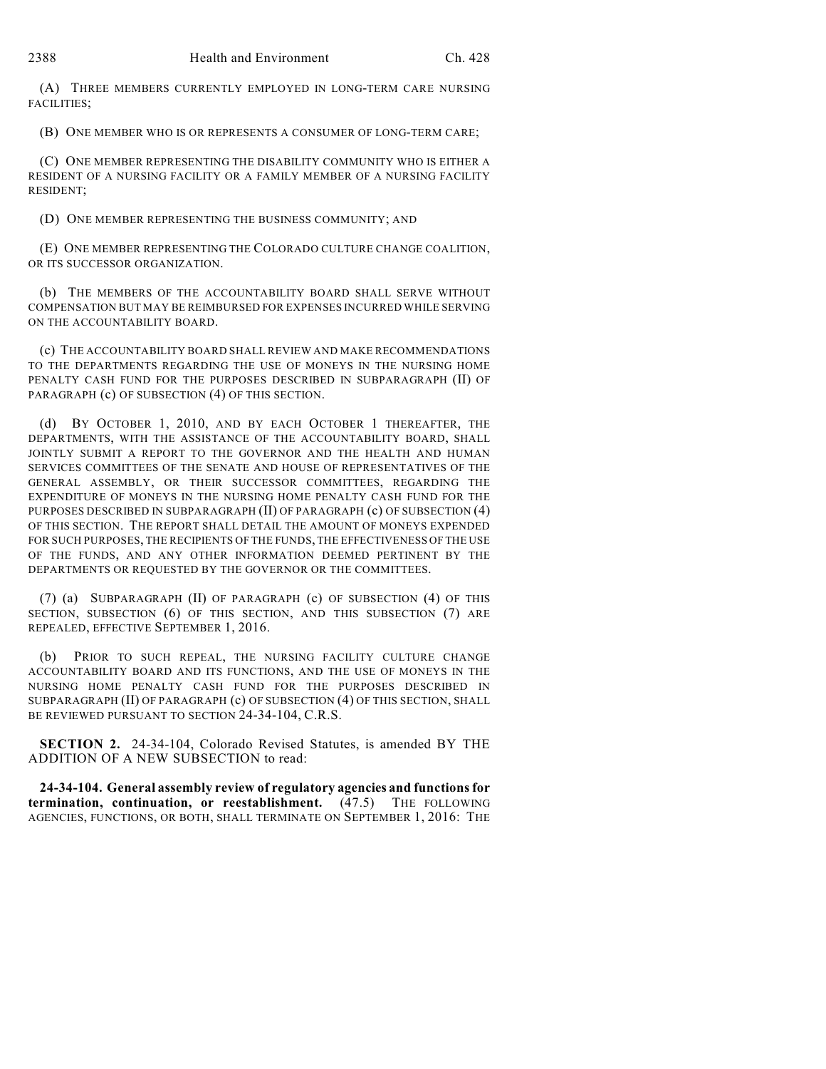(A) THREE MEMBERS CURRENTLY EMPLOYED IN LONG-TERM CARE NURSING FACILITIES;

(B) ONE MEMBER WHO IS OR REPRESENTS A CONSUMER OF LONG-TERM CARE;

(C) ONE MEMBER REPRESENTING THE DISABILITY COMMUNITY WHO IS EITHER A RESIDENT OF A NURSING FACILITY OR A FAMILY MEMBER OF A NURSING FACILITY RESIDENT;

(D) ONE MEMBER REPRESENTING THE BUSINESS COMMUNITY; AND

(E) ONE MEMBER REPRESENTING THE COLORADO CULTURE CHANGE COALITION, OR ITS SUCCESSOR ORGANIZATION.

(b) THE MEMBERS OF THE ACCOUNTABILITY BOARD SHALL SERVE WITHOUT COMPENSATION BUT MAY BE REIMBURSED FOR EXPENSES INCURRED WHILE SERVING ON THE ACCOUNTABILITY BOARD.

(c) THE ACCOUNTABILITY BOARD SHALL REVIEW AND MAKE RECOMMENDATIONS TO THE DEPARTMENTS REGARDING THE USE OF MONEYS IN THE NURSING HOME PENALTY CASH FUND FOR THE PURPOSES DESCRIBED IN SUBPARAGRAPH (II) OF PARAGRAPH (c) OF SUBSECTION (4) OF THIS SECTION.

(d) BY OCTOBER 1, 2010, AND BY EACH OCTOBER 1 THEREAFTER, THE DEPARTMENTS, WITH THE ASSISTANCE OF THE ACCOUNTABILITY BOARD, SHALL JOINTLY SUBMIT A REPORT TO THE GOVERNOR AND THE HEALTH AND HUMAN SERVICES COMMITTEES OF THE SENATE AND HOUSE OF REPRESENTATIVES OF THE GENERAL ASSEMBLY, OR THEIR SUCCESSOR COMMITTEES, REGARDING THE EXPENDITURE OF MONEYS IN THE NURSING HOME PENALTY CASH FUND FOR THE PURPOSES DESCRIBED IN SUBPARAGRAPH (II) OF PARAGRAPH (c) OF SUBSECTION (4) OF THIS SECTION. THE REPORT SHALL DETAIL THE AMOUNT OF MONEYS EXPENDED FOR SUCH PURPOSES, THE RECIPIENTS OF THE FUNDS, THE EFFECTIVENESS OF THE USE OF THE FUNDS, AND ANY OTHER INFORMATION DEEMED PERTINENT BY THE DEPARTMENTS OR REQUESTED BY THE GOVERNOR OR THE COMMITTEES.

(7) (a) SUBPARAGRAPH (II) OF PARAGRAPH (c) OF SUBSECTION (4) OF THIS SECTION, SUBSECTION (6) OF THIS SECTION, AND THIS SUBSECTION (7) ARE REPEALED, EFFECTIVE SEPTEMBER 1, 2016.

(b) PRIOR TO SUCH REPEAL, THE NURSING FACILITY CULTURE CHANGE ACCOUNTABILITY BOARD AND ITS FUNCTIONS, AND THE USE OF MONEYS IN THE NURSING HOME PENALTY CASH FUND FOR THE PURPOSES DESCRIBED IN SUBPARAGRAPH (II) OF PARAGRAPH (c) OF SUBSECTION (4) OF THIS SECTION, SHALL BE REVIEWED PURSUANT TO SECTION 24-34-104, C.R.S.

**SECTION 2.** 24-34-104, Colorado Revised Statutes, is amended BY THE ADDITION OF A NEW SUBSECTION to read:

**24-34-104. General assembly review of regulatory agencies and functions for termination, continuation, or reestablishment.** (47.5) THE FOLLOWING AGENCIES, FUNCTIONS, OR BOTH, SHALL TERMINATE ON SEPTEMBER 1, 2016: THE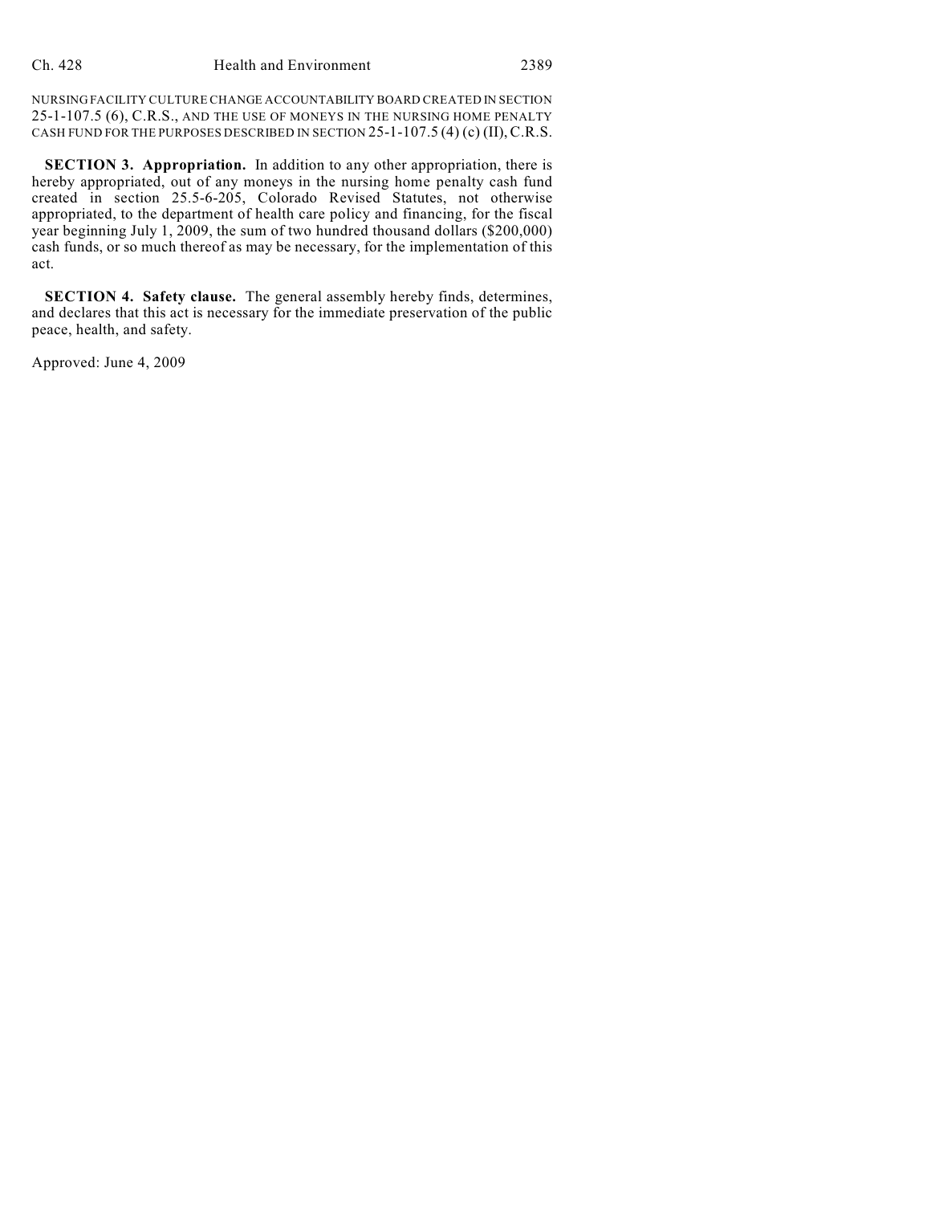NURSING FACILITY CULTURE CHANGE ACCOUNTABILITY BOARD CREATED IN SECTION 25-1-107.5 (6), C.R.S., AND THE USE OF MONEYS IN THE NURSING HOME PENALTY CASH FUND FOR THE PURPOSES DESCRIBED IN SECTION 25-1-107.5 (4) (c) (II), C.R.S.

**SECTION 3. Appropriation.** In addition to any other appropriation, there is hereby appropriated, out of any moneys in the nursing home penalty cash fund created in section 25.5-6-205, Colorado Revised Statutes, not otherwise appropriated, to the department of health care policy and financing, for the fiscal year beginning July 1, 2009, the sum of two hundred thousand dollars ($200,000) cash funds, or so much thereof as may be necessary, for the implementation of this act.

**SECTION 4. Safety clause.** The general assembly hereby finds, determines, and declares that this act is necessary for the immediate preservation of the public peace, health, and safety.

Approved: June 4, 2009